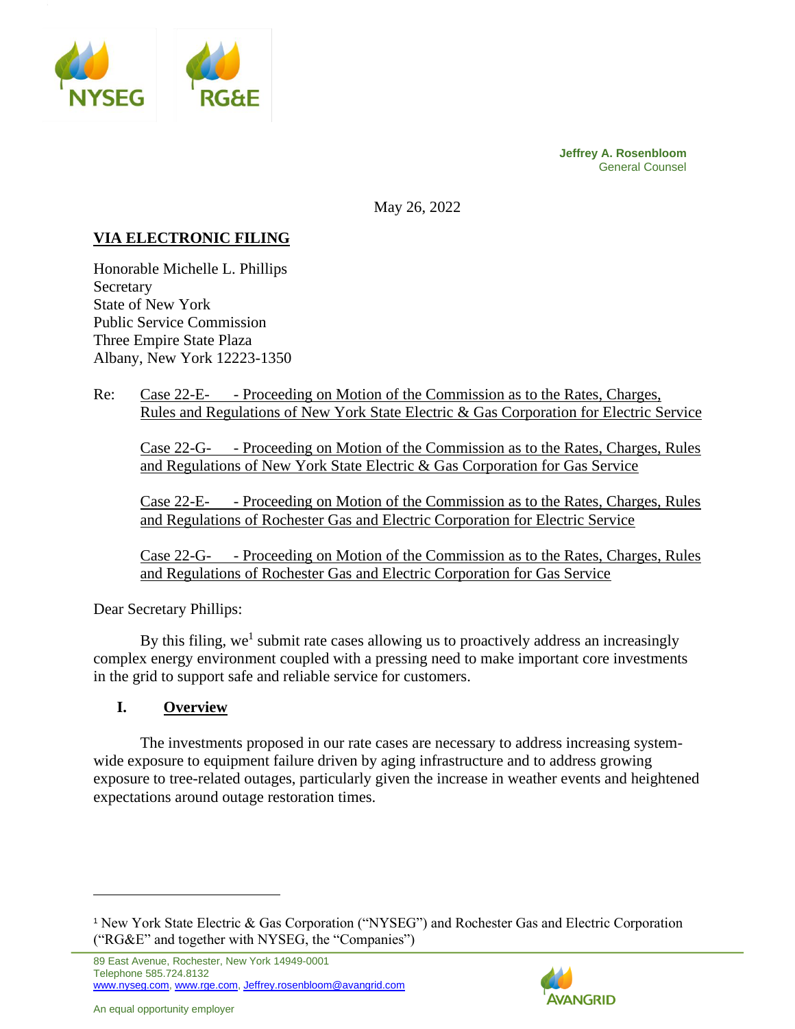NYSEG RG&E

**Jeffrey A. Rosenbloom**
General Counsel

May 26, 2022

**VIA ELECTRONIC FILING**

Honorable Michelle L. Phillips
Secretary
State of New York
Public Service Commission
Three Empire State Plaza
Albany, New York 12223-1350

Re: Case 22-E- - Proceeding on Motion of the Commission as to the Rates, Charges, Rules and Regulations of New York State Electric & Gas Corporation for Electric Service

Case 22-G- - Proceeding on Motion of the Commission as to the Rates, Charges, Rules and Regulations of New York State Electric & Gas Corporation for Gas Service

Case 22-E- - Proceeding on Motion of the Commission as to the Rates, Charges, Rules and Regulations of Rochester Gas and Electric Corporation for Electric Service

Case 22-G- - Proceeding on Motion of the Commission as to the Rates, Charges, Rules and Regulations of Rochester Gas and Electric Corporation for Gas Service

Dear Secretary Phillips:

By this filing, we[1] submit rate cases allowing us to proactively address an increasingly complex energy environment coupled with a pressing need to make important core investments in the grid to support safe and reliable service for customers.

## I. Overview

The investments proposed in our rate cases are necessary to address increasing system-wide exposure to equipment failure driven by aging infrastructure and to address growing exposure to tree-related outages, particularly given the increase in weather events and heightened expectations around outage restoration times.

---

[1] New York State Electric & Gas Corporation ("NYSEG") and Rochester Gas and Electric Corporation ("RG&E" and together with NYSEG, the "Companies")

89 East Avenue, Rochester, New York 14949-0001
Telephone 585.724.8132
www.nyseg.com, www.rge.com, Jeffrey.rosenbloom@avangrid.com

An equal opportunity employer

AVANGRID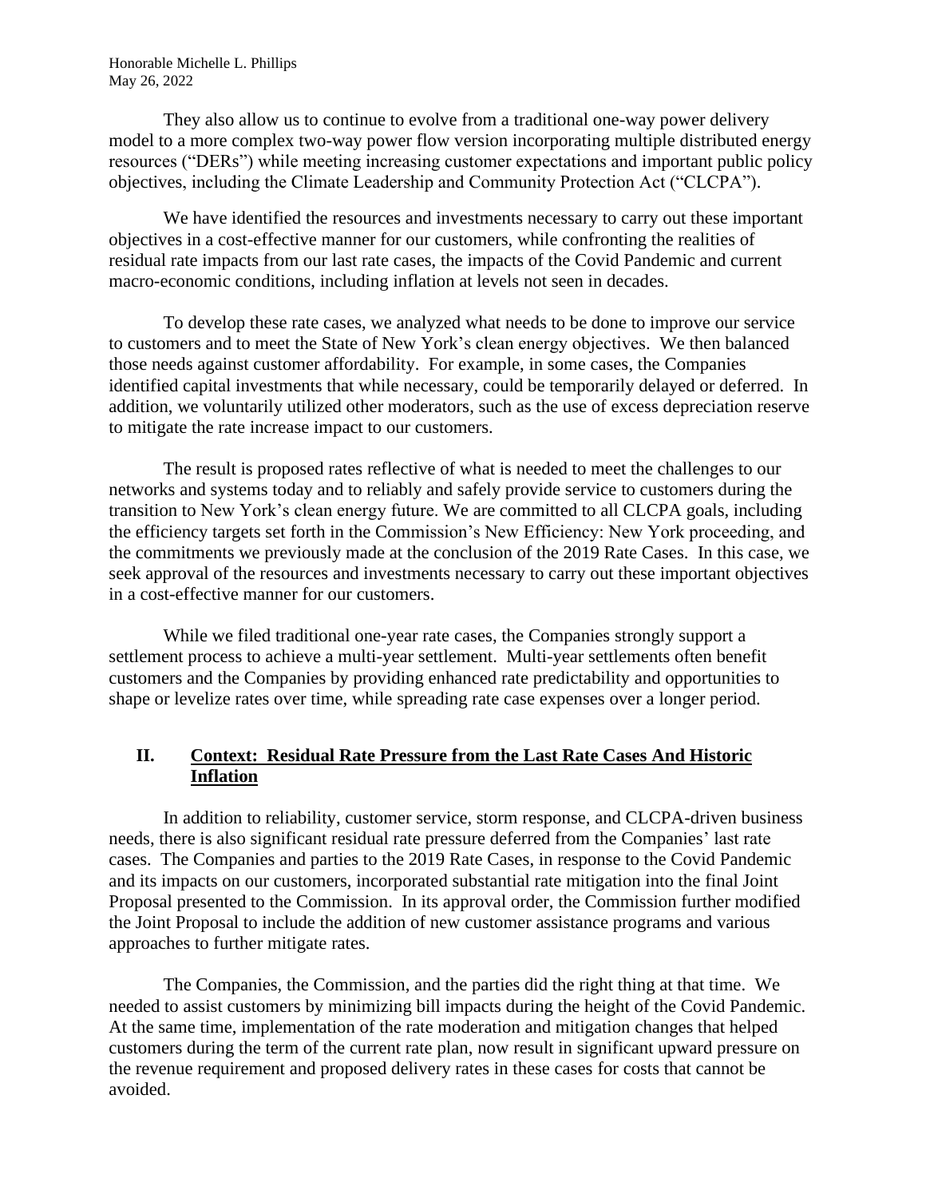They also allow us to continue to evolve from a traditional one-way power delivery model to a more complex two-way power flow version incorporating multiple distributed energy resources ("DERs") while meeting increasing customer expectations and important public policy objectives, including the Climate Leadership and Community Protection Act ("CLCPA").

We have identified the resources and investments necessary to carry out these important objectives in a cost-effective manner for our customers, while confronting the realities of residual rate impacts from our last rate cases, the impacts of the Covid Pandemic and current macro-economic conditions, including inflation at levels not seen in decades.

To develop these rate cases, we analyzed what needs to be done to improve our service to customers and to meet the State of New York's clean energy objectives. We then balanced those needs against customer affordability. For example, in some cases, the Companies identified capital investments that while necessary, could be temporarily delayed or deferred. In addition, we voluntarily utilized other moderators, such as the use of excess depreciation reserve to mitigate the rate increase impact to our customers.

The result is proposed rates reflective of what is needed to meet the challenges to our networks and systems today and to reliably and safely provide service to customers during the transition to New York's clean energy future. We are committed to all CLCPA goals, including the efficiency targets set forth in the Commission's New Efficiency: New York proceeding, and the commitments we previously made at the conclusion of the 2019 Rate Cases. In this case, we seek approval of the resources and investments necessary to carry out these important objectives in a cost-effective manner for our customers.

While we filed traditional one-year rate cases, the Companies strongly support a settlement process to achieve a multi-year settlement. Multi-year settlements often benefit customers and the Companies by providing enhanced rate predictability and opportunities to shape or levelize rates over time, while spreading rate case expenses over a longer period.

## II. <u>Context: Residual Rate Pressure from the Last Rate Cases And Historic Inflation</u>

In addition to reliability, customer service, storm response, and CLCPA-driven business needs, there is also significant residual rate pressure deferred from the Companies' last rate cases. The Companies and parties to the 2019 Rate Cases, in response to the Covid Pandemic and its impacts on our customers, incorporated substantial rate mitigation into the final Joint Proposal presented to the Commission. In its approval order, the Commission further modified the Joint Proposal to include the addition of new customer assistance programs and various approaches to further mitigate rates.

The Companies, the Commission, and the parties did the right thing at that time. We needed to assist customers by minimizing bill impacts during the height of the Covid Pandemic. At the same time, implementation of the rate moderation and mitigation changes that helped customers during the term of the current rate plan, now result in significant upward pressure on the revenue requirement and proposed delivery rates in these cases for costs that cannot be avoided.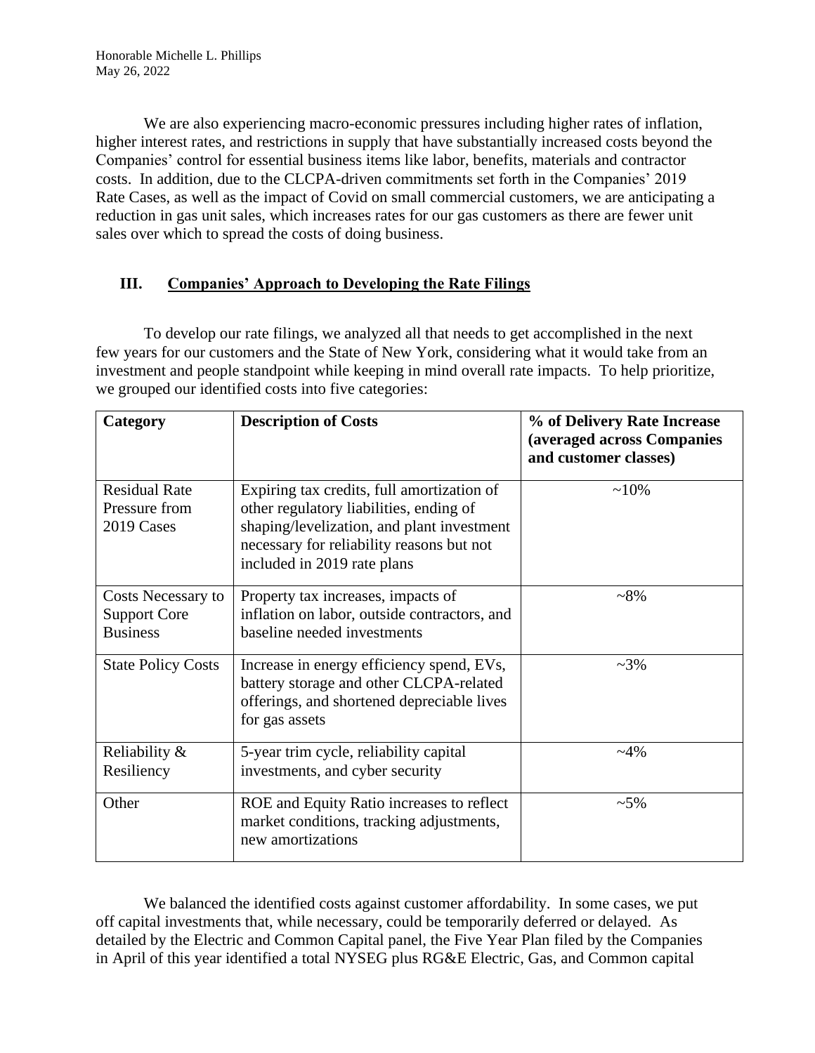We are also experiencing macro-economic pressures including higher rates of inflation, higher interest rates, and restrictions in supply that have substantially increased costs beyond the Companies' control for essential business items like labor, benefits, materials and contractor costs. In addition, due to the CLCPA-driven commitments set forth in the Companies' 2019 Rate Cases, as well as the impact of Covid on small commercial customers, we are anticipating a reduction in gas unit sales, which increases rates for our gas customers as there are fewer unit sales over which to spread the costs of doing business.

## III. Companies' Approach to Developing the Rate Filings

To develop our rate filings, we analyzed all that needs to get accomplished in the next few years for our customers and the State of New York, considering what it would take from an investment and people standpoint while keeping in mind overall rate impacts. To help prioritize, we grouped our identified costs into five categories:

| Category | Description of Costs | % of Delivery Rate Increase (averaged across Companies and customer classes) |
|---|---|---|
| Residual Rate Pressure from 2019 Cases | Expiring tax credits, full amortization of other regulatory liabilities, ending of shaping/levelization, and plant investment necessary for reliability reasons but not included in 2019 rate plans | ~10% |
| Costs Necessary to Support Core Business | Property tax increases, impacts of inflation on labor, outside contractors, and baseline needed investments | ~8% |
| State Policy Costs | Increase in energy efficiency spend, EVs, battery storage and other CLCPA-related offerings, and shortened depreciable lives for gas assets | ~3% |
| Reliability & Resiliency | 5-year trim cycle, reliability capital investments, and cyber security | ~4% |
| Other | ROE and Equity Ratio increases to reflect market conditions, tracking adjustments, new amortizations | ~5% |

We balanced the identified costs against customer affordability. In some cases, we put off capital investments that, while necessary, could be temporarily deferred or delayed. As detailed by the Electric and Common Capital panel, the Five Year Plan filed by the Companies in April of this year identified a total NYSEG plus RG&E Electric, Gas, and Common capital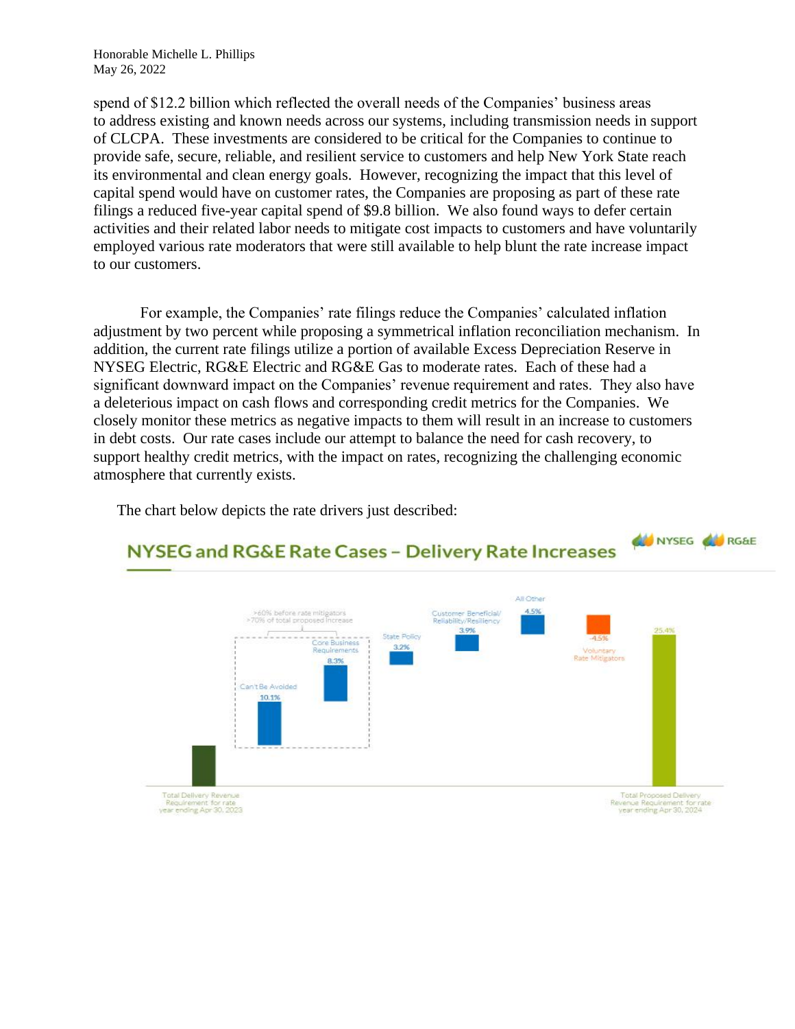spend of $12.2 billion which reflected the overall needs of the Companies' business areas to address existing and known needs across our systems, including transmission needs in support of CLCPA. These investments are considered to be critical for the Companies to continue to provide safe, secure, reliable, and resilient service to customers and help New York State reach its environmental and clean energy goals. However, recognizing the impact that this level of capital spend would have on customer rates, the Companies are proposing as part of these rate filings a reduced five-year capital spend of $9.8 billion. We also found ways to defer certain activities and their related labor needs to mitigate cost impacts to customers and have voluntarily employed various rate moderators that were still available to help blunt the rate increase impact to our customers.

For example, the Companies' rate filings reduce the Companies' calculated inflation adjustment by two percent while proposing a symmetrical inflation reconciliation mechanism. In addition, the current rate filings utilize a portion of available Excess Depreciation Reserve in NYSEG Electric, RG&E Electric and RG&E Gas to moderate rates. Each of these had a significant downward impact on the Companies' revenue requirement and rates. They also have a deleterious impact on cash flows and corresponding credit metrics for the Companies. We closely monitor these metrics as negative impacts to them will result in an increase to customers in debt costs. Our rate cases include our attempt to balance the need for cash recovery, to support healthy credit metrics, with the impact on rates, recognizing the challenging economic atmosphere that currently exists.

The chart below depicts the rate drivers just described:

**NYSEG and RG&E Rate Cases – Delivery Rate Increases**

NYSEG RG&E

>60% before rate mitigators
>70% of total proposed increase

| Driver | Value |
| --- | --- |
| Total Delivery Revenue Requirement for rate year ending Apr 30, 2023 | |
| Can't Be Avoided | 10.1% |
| Core Business Requirements | 8.3% |
| State Policy | 3.2% |
| Customer Beneficial/ Reliability/Resiliency | 3.9% |
| All Other | 4.5% |
| Voluntary Rate Mitigators | -4.5% |
| Total Proposed Delivery Revenue Requirement for rate year ending Apr 30, 2024 | 25.4% |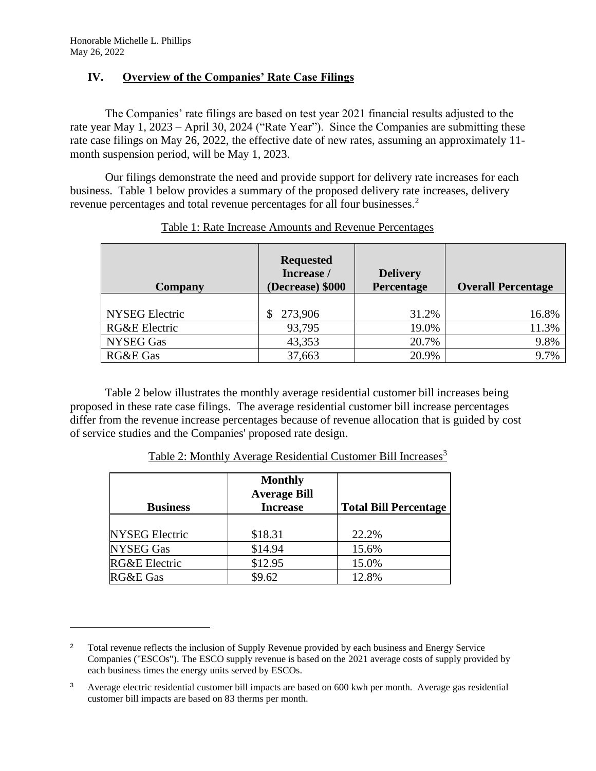## IV. Overview of the Companies' Rate Case Filings

The Companies' rate filings are based on test year 2021 financial results adjusted to the rate year May 1, 2023 – April 30, 2024 ("Rate Year"). Since the Companies are submitting these rate case filings on May 26, 2022, the effective date of new rates, assuming an approximately 11-month suspension period, will be May 1, 2023.

Our filings demonstrate the need and provide support for delivery rate increases for each business. Table 1 below provides a summary of the proposed delivery rate increases, delivery revenue percentages and total revenue percentages for all four businesses.[2]

Table 1: Rate Increase Amounts and Revenue Percentages

| Company | Requested Increase / (Decrease) $000 | Delivery Percentage | Overall Percentage |
|---|---|---|---|
| NYSEG Electric | $ 273,906 | 31.2% | 16.8% |
| RG&E Electric | 93,795 | 19.0% | 11.3% |
| NYSEG Gas | 43,353 | 20.7% | 9.8% |
| RG&E Gas | 37,663 | 20.9% | 9.7% |

Table 2 below illustrates the monthly average residential customer bill increases being proposed in these rate case filings. The average residential customer bill increase percentages differ from the revenue increase percentages because of revenue allocation that is guided by cost of service studies and the Companies' proposed rate design.

Table 2: Monthly Average Residential Customer Bill Increases[3]

| Business | Monthly Average Bill Increase | Total Bill Percentage |
|---|---|---|
| NYSEG Electric | $18.31 | 22.2% |
| NYSEG Gas | $14.94 | 15.6% |
| RG&E Electric | $12.95 | 15.0% |
| RG&E Gas | $9.62 | 12.8% |

---

[2] Total revenue reflects the inclusion of Supply Revenue provided by each business and Energy Service Companies ("ESCOs"). The ESCO supply revenue is based on the 2021 average costs of supply provided by each business times the energy units served by ESCOs.

[3] Average electric residential customer bill impacts are based on 600 kwh per month. Average gas residential customer bill impacts are based on 83 therms per month.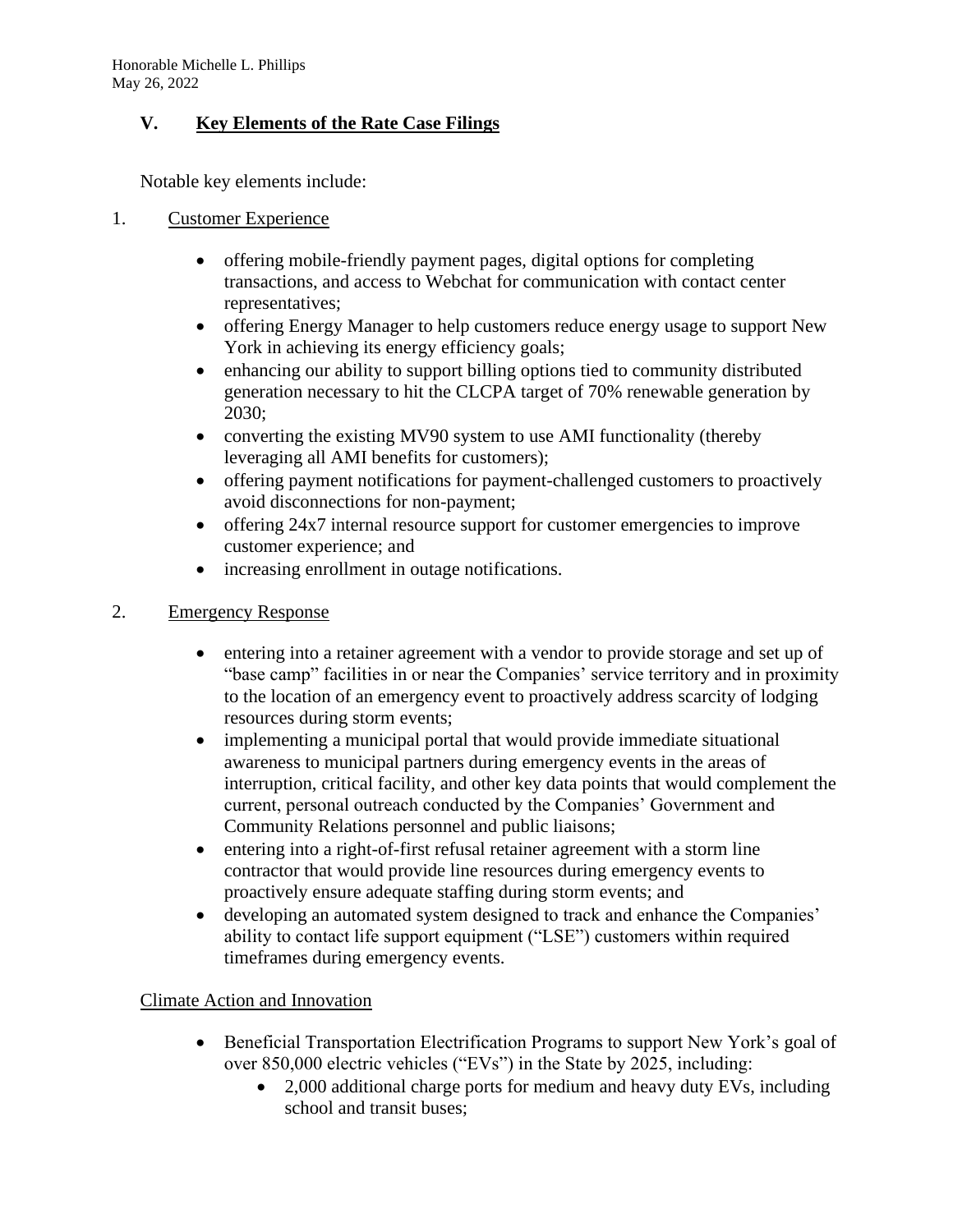## V. Key Elements of the Rate Case Filings

Notable key elements include:

1. Customer Experience

- offering mobile-friendly payment pages, digital options for completing transactions, and access to Webchat for communication with contact center representatives;
- offering Energy Manager to help customers reduce energy usage to support New York in achieving its energy efficiency goals;
- enhancing our ability to support billing options tied to community distributed generation necessary to hit the CLCPA target of 70% renewable generation by 2030;
- converting the existing MV90 system to use AMI functionality (thereby leveraging all AMI benefits for customers);
- offering payment notifications for payment-challenged customers to proactively avoid disconnections for non-payment;
- offering 24x7 internal resource support for customer emergencies to improve customer experience; and
- increasing enrollment in outage notifications.

2. Emergency Response

- entering into a retainer agreement with a vendor to provide storage and set up of "base camp" facilities in or near the Companies' service territory and in proximity to the location of an emergency event to proactively address scarcity of lodging resources during storm events;
- implementing a municipal portal that would provide immediate situational awareness to municipal partners during emergency events in the areas of interruption, critical facility, and other key data points that would complement the current, personal outreach conducted by the Companies' Government and Community Relations personnel and public liaisons;
- entering into a right-of-first refusal retainer agreement with a storm line contractor that would provide line resources during emergency events to proactively ensure adequate staffing during storm events; and
- developing an automated system designed to track and enhance the Companies' ability to contact life support equipment ("LSE") customers within required timeframes during emergency events.

Climate Action and Innovation

- Beneficial Transportation Electrification Programs to support New York's goal of over 850,000 electric vehicles ("EVs") in the State by 2025, including:
  - 2,000 additional charge ports for medium and heavy duty EVs, including school and transit buses;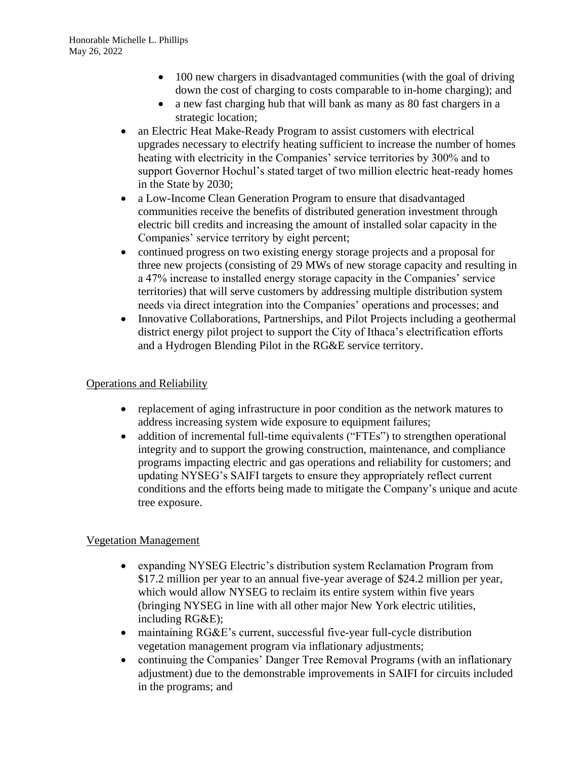- 100 new chargers in disadvantaged communities (with the goal of driving down the cost of charging to costs comparable to in-home charging); and
  - a new fast charging hub that will bank as many as 80 fast chargers in a strategic location;
- an Electric Heat Make-Ready Program to assist customers with electrical upgrades necessary to electrify heating sufficient to increase the number of homes heating with electricity in the Companies' service territories by 300% and to support Governor Hochul's stated target of two million electric heat-ready homes in the State by 2030;
- a Low-Income Clean Generation Program to ensure that disadvantaged communities receive the benefits of distributed generation investment through electric bill credits and increasing the amount of installed solar capacity in the Companies' service territory by eight percent;
- continued progress on two existing energy storage projects and a proposal for three new projects (consisting of 29 MWs of new storage capacity and resulting in a 47% increase to installed energy storage capacity in the Companies' service territories) that will serve customers by addressing multiple distribution system needs via direct integration into the Companies' operations and processes; and
- Innovative Collaborations, Partnerships, and Pilot Projects including a geothermal district energy pilot project to support the City of Ithaca's electrification efforts and a Hydrogen Blending Pilot in the RG&E service territory.

Operations and Reliability

- replacement of aging infrastructure in poor condition as the network matures to address increasing system wide exposure to equipment failures;
- addition of incremental full-time equivalents ("FTEs") to strengthen operational integrity and to support the growing construction, maintenance, and compliance programs impacting electric and gas operations and reliability for customers; and updating NYSEG's SAIFI targets to ensure they appropriately reflect current conditions and the efforts being made to mitigate the Company's unique and acute tree exposure.

Vegetation Management

- expanding NYSEG Electric's distribution system Reclamation Program from \$17.2 million per year to an annual five-year average of \$24.2 million per year, which would allow NYSEG to reclaim its entire system within five years (bringing NYSEG in line with all other major New York electric utilities, including RG&E);
- maintaining RG&E's current, successful five-year full-cycle distribution vegetation management program via inflationary adjustments;
- continuing the Companies' Danger Tree Removal Programs (with an inflationary adjustment) due to the demonstrable improvements in SAIFI for circuits included in the programs; and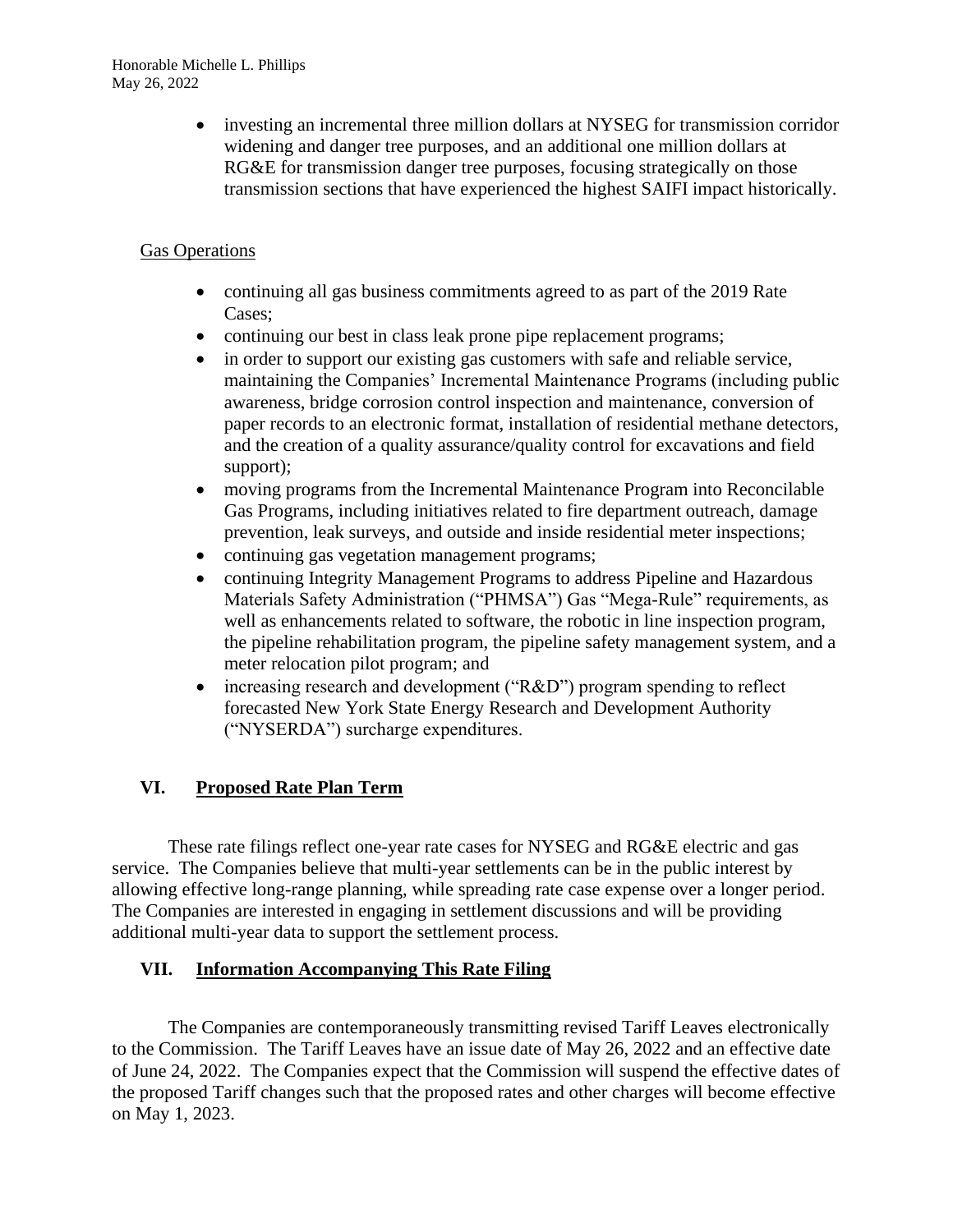- investing an incremental three million dollars at NYSEG for transmission corridor widening and danger tree purposes, and an additional one million dollars at RG&E for transmission danger tree purposes, focusing strategically on those transmission sections that have experienced the highest SAIFI impact historically.

Gas Operations

- continuing all gas business commitments agreed to as part of the 2019 Rate Cases;
- continuing our best in class leak prone pipe replacement programs;
- in order to support our existing gas customers with safe and reliable service, maintaining the Companies' Incremental Maintenance Programs (including public awareness, bridge corrosion control inspection and maintenance, conversion of paper records to an electronic format, installation of residential methane detectors, and the creation of a quality assurance/quality control for excavations and field support);
- moving programs from the Incremental Maintenance Program into Reconcilable Gas Programs, including initiatives related to fire department outreach, damage prevention, leak surveys, and outside and inside residential meter inspections;
- continuing gas vegetation management programs;
- continuing Integrity Management Programs to address Pipeline and Hazardous Materials Safety Administration ("PHMSA") Gas "Mega-Rule" requirements, as well as enhancements related to software, the robotic in line inspection program, the pipeline rehabilitation program, the pipeline safety management system, and a meter relocation pilot program; and
- increasing research and development ("R&D") program spending to reflect forecasted New York State Energy Research and Development Authority ("NYSERDA") surcharge expenditures.

## VI. Proposed Rate Plan Term

These rate filings reflect one-year rate cases for NYSEG and RG&E electric and gas service. The Companies believe that multi-year settlements can be in the public interest by allowing effective long-range planning, while spreading rate case expense over a longer period. The Companies are interested in engaging in settlement discussions and will be providing additional multi-year data to support the settlement process.

## VII. Information Accompanying This Rate Filing

The Companies are contemporaneously transmitting revised Tariff Leaves electronically to the Commission. The Tariff Leaves have an issue date of May 26, 2022 and an effective date of June 24, 2022. The Companies expect that the Commission will suspend the effective dates of the proposed Tariff changes such that the proposed rates and other charges will become effective on May 1, 2023.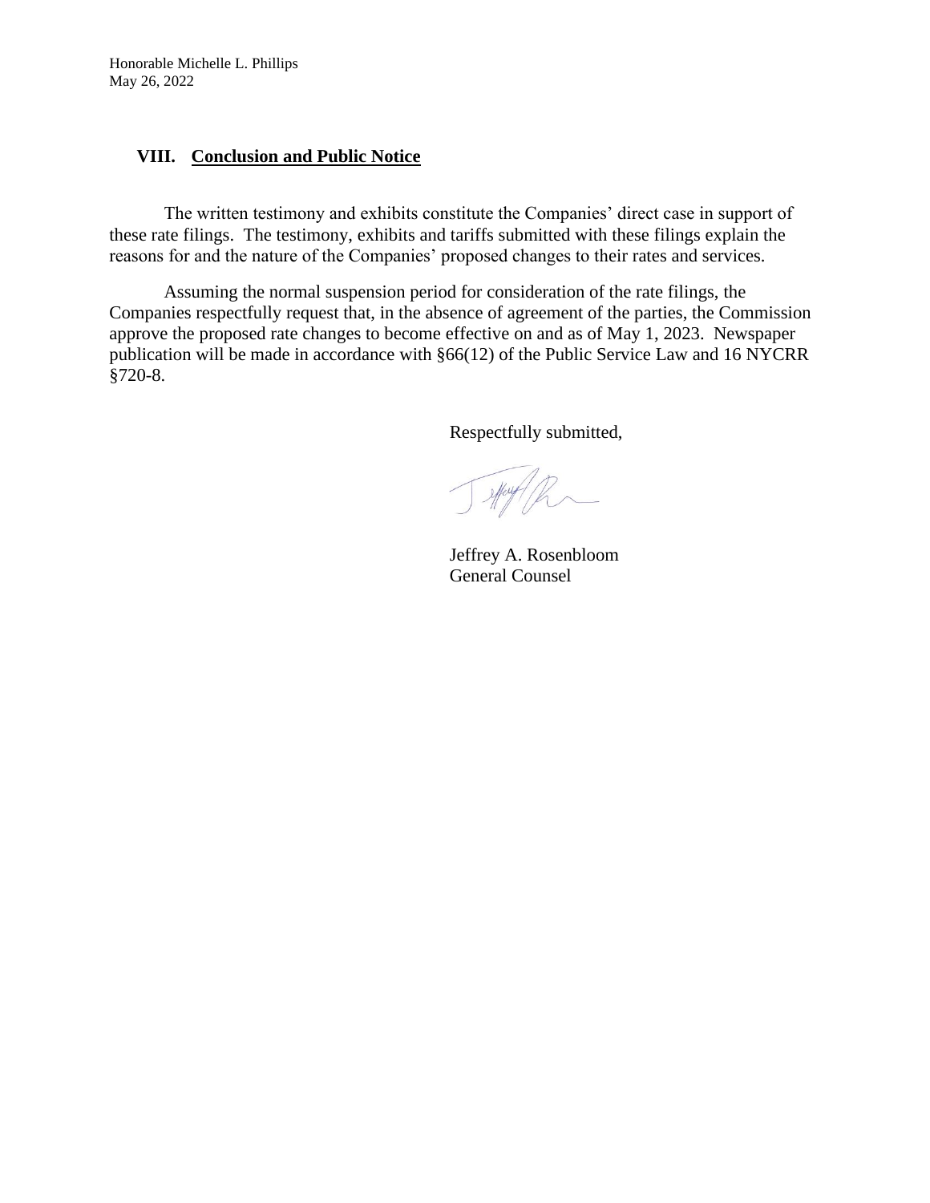## VIII. **Conclusion and Public Notice**

The written testimony and exhibits constitute the Companies' direct case in support of these rate filings. The testimony, exhibits and tariffs submitted with these filings explain the reasons for and the nature of the Companies' proposed changes to their rates and services.

Assuming the normal suspension period for consideration of the rate filings, the Companies respectfully request that, in the absence of agreement of the parties, the Commission approve the proposed rate changes to become effective on and as of May 1, 2023. Newspaper publication will be made in accordance with §66(12) of the Public Service Law and 16 NYCRR §720-8.

Respectfully submitted,

Jeffrey A. Rosenbloom
General Counsel